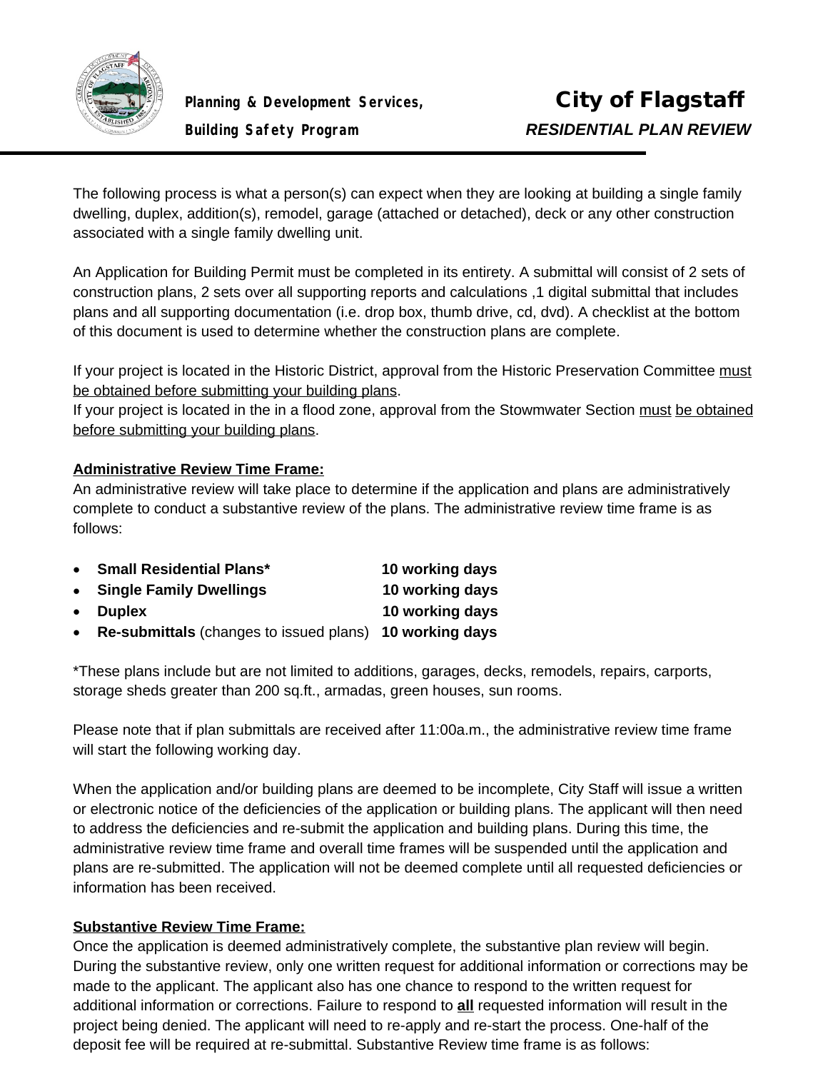**Planning & Development Services,**
**Building Safety Program**

# City of Flagstaff
***RESIDENTIAL PLAN REVIEW***

The following process is what a person(s) can expect when they are looking at building a single family dwelling, duplex, addition(s), remodel, garage (attached or detached), deck or any other construction associated with a single family dwelling unit.

An Application for Building Permit must be completed in its entirety. A submittal will consist of 2 sets of construction plans, 2 sets over all supporting reports and calculations ,1 digital submittal that includes plans and all supporting documentation (i.e. drop box, thumb drive, cd, dvd). A checklist at the bottom of this document is used to determine whether the construction plans are complete.

If your project is located in the Historic District, approval from the Historic Preservation Committee <u>must be obtained before submitting your building plans</u>.
If your project is located in the in a flood zone, approval from the Stowmwater Section <u>must</u> <u>be obtained before submitting your building plans</u>.

**<u>Administrative Review Time Frame:</u>**
An administrative review will take place to determine if the application and plans are administratively complete to conduct a substantive review of the plans. The administrative review time frame is as follows:

- **Small Residential Plans*** **10 working days**
- **Single Family Dwellings** **10 working days**
- **Duplex** **10 working days**
- **Re-submittals** (changes to issued plans) **10 working days**

*These plans include but are not limited to additions, garages, decks, remodels, repairs, carports, storage sheds greater than 200 sq.ft., armadas, green houses, sun rooms.

Please note that if plan submittals are received after 11:00a.m., the administrative review time frame will start the following working day.

When the application and/or building plans are deemed to be incomplete, City Staff will issue a written or electronic notice of the deficiencies of the application or building plans. The applicant will then need to address the deficiencies and re-submit the application and building plans. During this time, the administrative review time frame and overall time frames will be suspended until the application and plans are re-submitted. The application will not be deemed complete until all requested deficiencies or information has been received.

**<u>Substantive Review Time Frame:</u>**
Once the application is deemed administratively complete, the substantive plan review will begin. During the substantive review, only one written request for additional information or corrections may be made to the applicant. The applicant also has one chance to respond to the written request for additional information or corrections. Failure to respond to **<u>all</u>** requested information will result in the project being denied. The applicant will need to re-apply and re-start the process. One-half of the deposit fee will be required at re-submittal. Substantive Review time frame is as follows: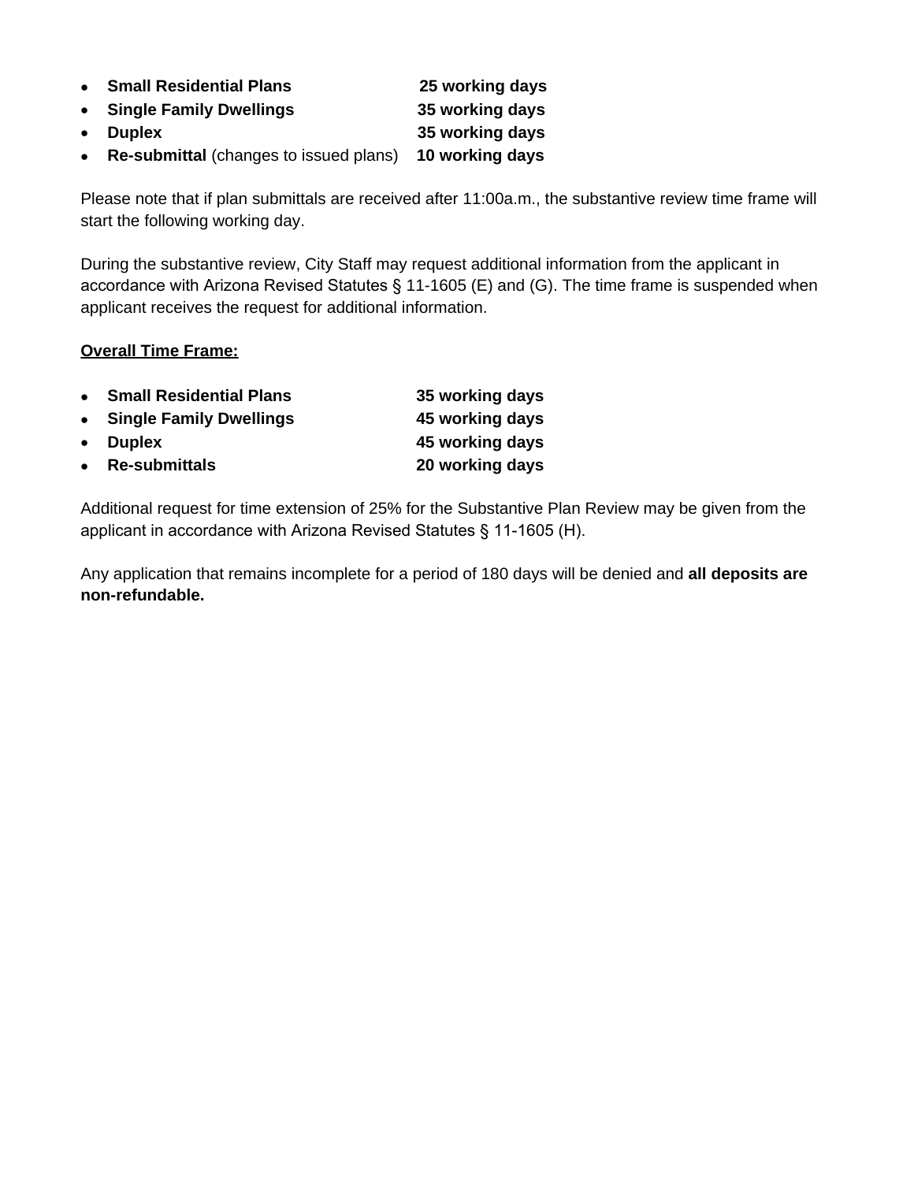- **Small Residential Plans** **25 working days**
- **Single Family Dwellings** **35 working days**
- **Duplex** **35 working days**
- **Re-submittal** (changes to issued plans) **10 working days**

Please note that if plan submittals are received after 11:00a.m., the substantive review time frame will start the following working day.

During the substantive review, City Staff may request additional information from the applicant in accordance with Arizona Revised Statutes § 11-1605 (E) and (G). The time frame is suspended when applicant receives the request for additional information.

**Overall Time Frame:**

- **Small Residential Plans** **35 working days**
- **Single Family Dwellings** **45 working days**
- **Duplex** **45 working days**
- **Re-submittals** **20 working days**

Additional request for time extension of 25% for the Substantive Plan Review may be given from the applicant in accordance with Arizona Revised Statutes § 11-1605 (H).

Any application that remains incomplete for a period of 180 days will be denied and **all deposits are non-refundable.**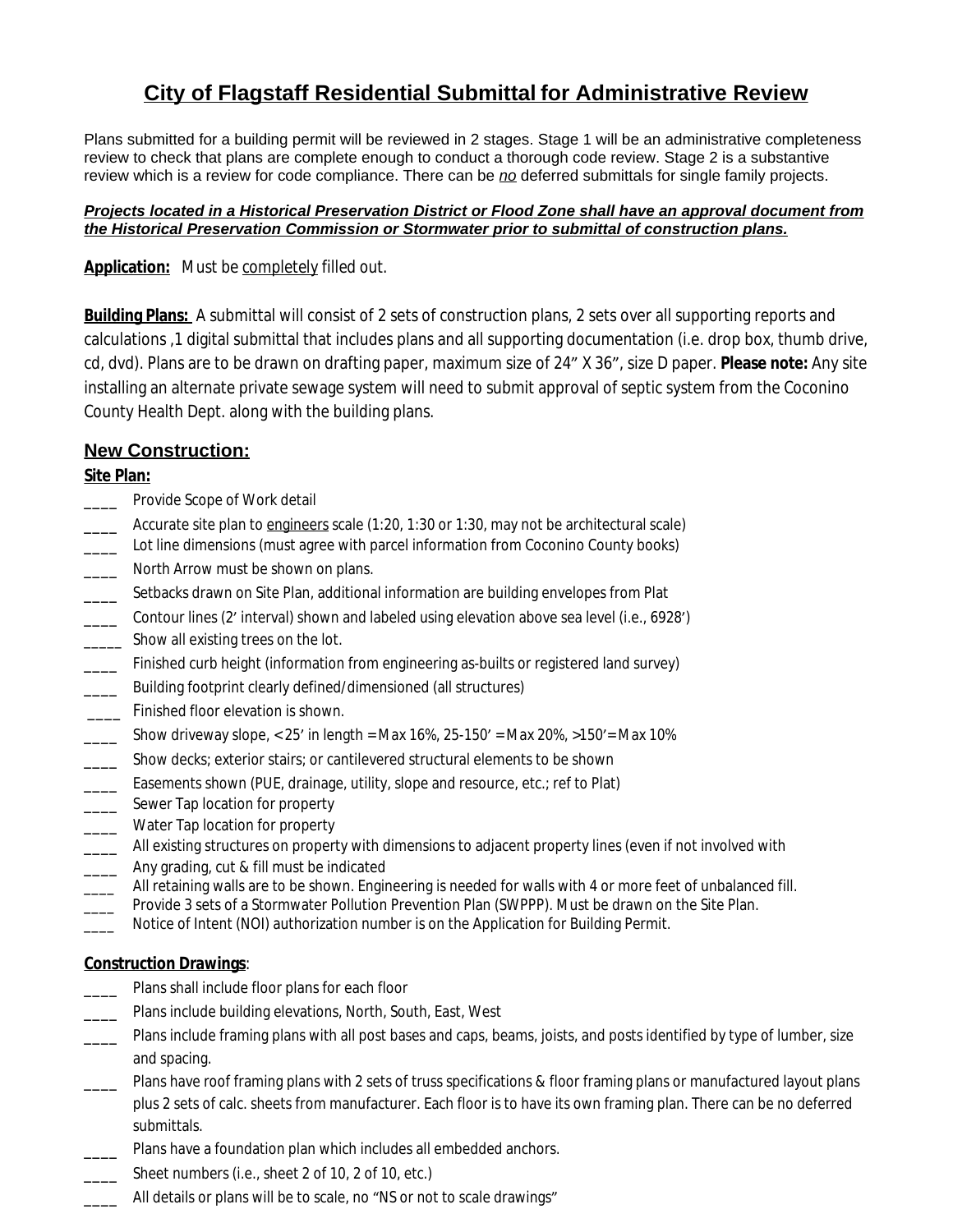# City of Flagstaff Residential Submittal for Administrative Review

Plans submitted for a building permit will be reviewed in 2 stages. Stage 1 will be an administrative completeness review to check that plans are complete enough to conduct a thorough code review. Stage 2 is a substantive review which is a review for code compliance. There can be *no* deferred submittals for single family projects.

***Projects located in a Historical Preservation District or Flood Zone shall have an approval document from the Historical Preservation Commission or Stormwater prior to submittal of construction plans.***

**Application:** Must be completely filled out.

**Building Plans:** A submittal will consist of 2 sets of construction plans, 2 sets over all supporting reports and calculations ,1 digital submittal that includes plans and all supporting documentation (i.e. drop box, thumb drive, cd, dvd). Plans are to be drawn on drafting paper, maximum size of 24" X 36", size D paper. **Please note:** Any site installing an alternate private sewage system will need to submit approval of septic system from the Coconino County Health Dept. along with the building plans.

## New Construction:

### Site Plan:

____ Provide Scope of Work detail

____ Accurate site plan to engineers scale (1:20, 1:30 or 1:30, may not be architectural scale)

____ Lot line dimensions (must agree with parcel information from Coconino County books)

____ North Arrow must be shown on plans.

____ Setbacks drawn on Site Plan, additional information are building envelopes from Plat

____ Contour lines (2' interval) shown and labeled using elevation above sea level (i.e., 6928')

_____ Show all existing trees on the lot.

____ Finished curb height (information from engineering as-builts or registered land survey)

____ Building footprint clearly defined/dimensioned (all structures)

____ Finished floor elevation is shown.

____ Show driveway slope, < 25' in length = Max 16%, 25-150' = Max 20%, >150'= Max 10%

____ Show decks; exterior stairs; or cantilevered structural elements to be shown

____ Easements shown (PUE, drainage, utility, slope and resource, etc.; ref to Plat)

____ Sewer Tap location for property

____ Water Tap location for property

____ All existing structures on property with dimensions to adjacent property lines (even if not involved with

____ Any grading, cut & fill must be indicated

____ All retaining walls are to be shown. Engineering is needed for walls with 4 or more feet of unbalanced fill.

____ Provide 3 sets of a Stormwater Pollution Prevention Plan (SWPPP). Must be drawn on the Site Plan.

____ Notice of Intent (NOI) authorization number is on the Application for Building Permit.

### Construction Drawings:

____ Plans shall include floor plans for each floor

____ Plans include building elevations, North, South, East, West

____ Plans include framing plans with all post bases and caps, beams, joists, and posts identified by type of lumber, size and spacing.

____ Plans have roof framing plans with 2 sets of truss specifications & floor framing plans or manufactured layout plans plus 2 sets of calc. sheets from manufacturer. Each floor is to have its own framing plan. There can be no deferred submittals.

____ Plans have a foundation plan which includes all embedded anchors.

____ Sheet numbers (i.e., sheet 2 of 10, 2 of 10, etc.)

____ All details or plans will be to scale, no "NS or not to scale drawings"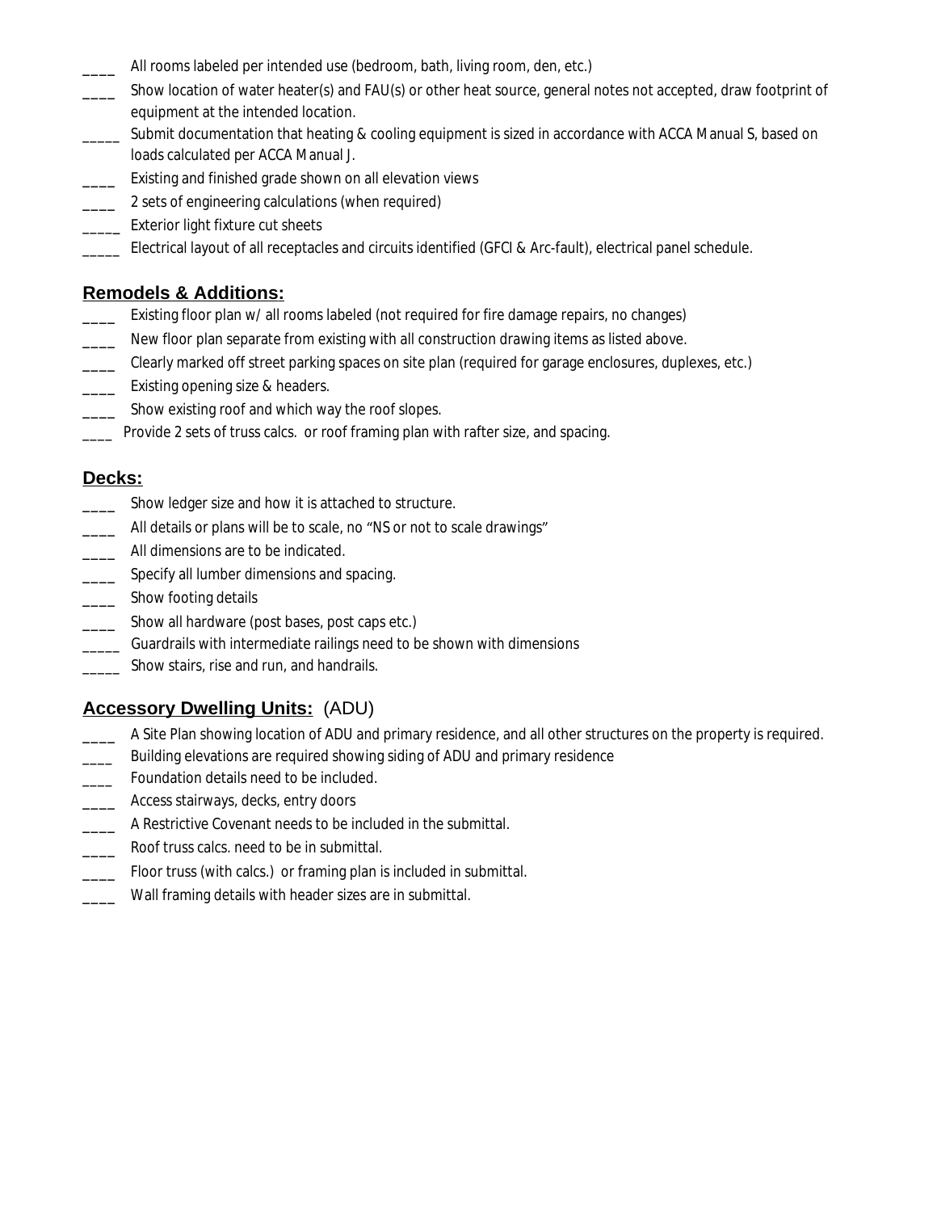____ All rooms labeled per intended use (bedroom, bath, living room, den, etc.)

____ Show location of water heater(s) and FAU(s) or other heat source, general notes not accepted, draw footprint of equipment at the intended location.

_____ Submit documentation that heating & cooling equipment is sized in accordance with ACCA Manual S, based on loads calculated per ACCA Manual J.

____ Existing and finished grade shown on all elevation views

____ 2 sets of engineering calculations (when required)

_____ Exterior light fixture cut sheets

_____ Electrical layout of all receptacles and circuits identified (GFCI & Arc-fault), electrical panel schedule.

## Remodels & Additions:

____ Existing floor plan w/ all rooms labeled (not required for fire damage repairs, no changes)

____ New floor plan separate from existing with all construction drawing items as listed above.

____ Clearly marked off street parking spaces on site plan (required for garage enclosures, duplexes, etc.)

____ Existing opening size & headers.

____ Show existing roof and which way the roof slopes.

____ Provide 2 sets of truss calcs. or roof framing plan with rafter size, and spacing.

## Decks:

____ Show ledger size and how it is attached to structure.

____ All details or plans will be to scale, no "NS or not to scale drawings"

____ All dimensions are to be indicated.

____ Specify all lumber dimensions and spacing.

____ Show footing details

____ Show all hardware (post bases, post caps etc.)

_____ Guardrails with intermediate railings need to be shown with dimensions

_____ Show stairs, rise and run, and handrails.

## Accessory Dwelling Units: (ADU)

____ A Site Plan showing location of ADU and primary residence, and all other structures on the property is required.

____ Building elevations are required showing siding of ADU and primary residence

____ Foundation details need to be included.

____ Access stairways, decks, entry doors

____ A Restrictive Covenant needs to be included in the submittal.

____ Roof truss calcs. need to be in submittal.

____ Floor truss (with calcs.) or framing plan is included in submittal.

____ Wall framing details with header sizes are in submittal.